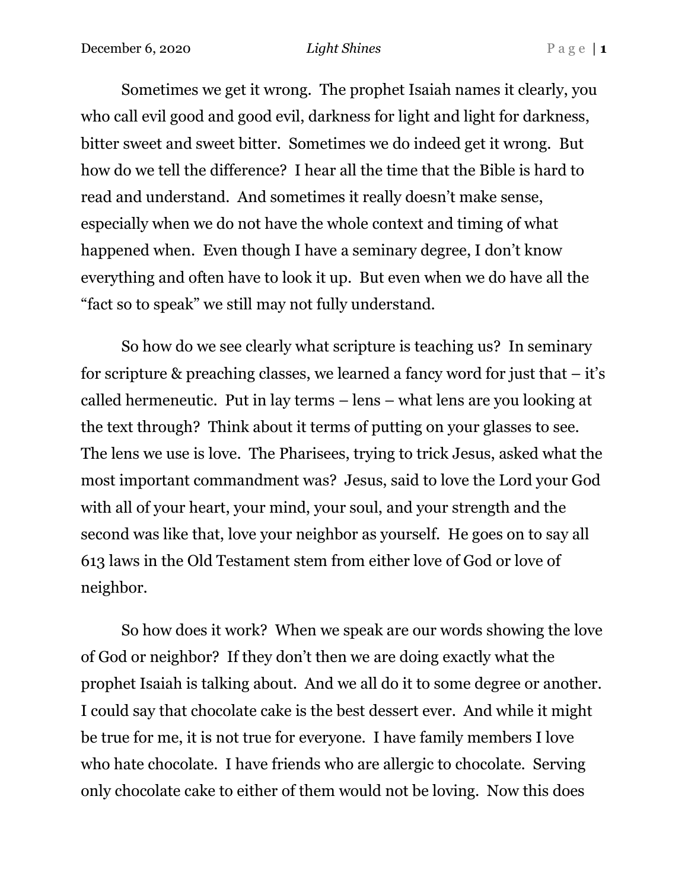Sometimes we get it wrong. The prophet Isaiah names it clearly, you who call evil good and good evil, darkness for light and light for darkness, bitter sweet and sweet bitter. Sometimes we do indeed get it wrong. But how do we tell the difference? I hear all the time that the Bible is hard to read and understand. And sometimes it really doesn't make sense, especially when we do not have the whole context and timing of what happened when. Even though I have a seminary degree, I don't know everything and often have to look it up. But even when we do have all the "fact so to speak" we still may not fully understand.

So how do we see clearly what scripture is teaching us? In seminary for scripture & preaching classes, we learned a fancy word for just that – it's called hermeneutic. Put in lay terms – lens – what lens are you looking at the text through? Think about it terms of putting on your glasses to see. The lens we use is love. The Pharisees, trying to trick Jesus, asked what the most important commandment was? Jesus, said to love the Lord your God with all of your heart, your mind, your soul, and your strength and the second was like that, love your neighbor as yourself. He goes on to say all 613 laws in the Old Testament stem from either love of God or love of neighbor.

So how does it work? When we speak are our words showing the love of God or neighbor? If they don't then we are doing exactly what the prophet Isaiah is talking about. And we all do it to some degree or another. I could say that chocolate cake is the best dessert ever. And while it might be true for me, it is not true for everyone. I have family members I love who hate chocolate. I have friends who are allergic to chocolate. Serving only chocolate cake to either of them would not be loving. Now this does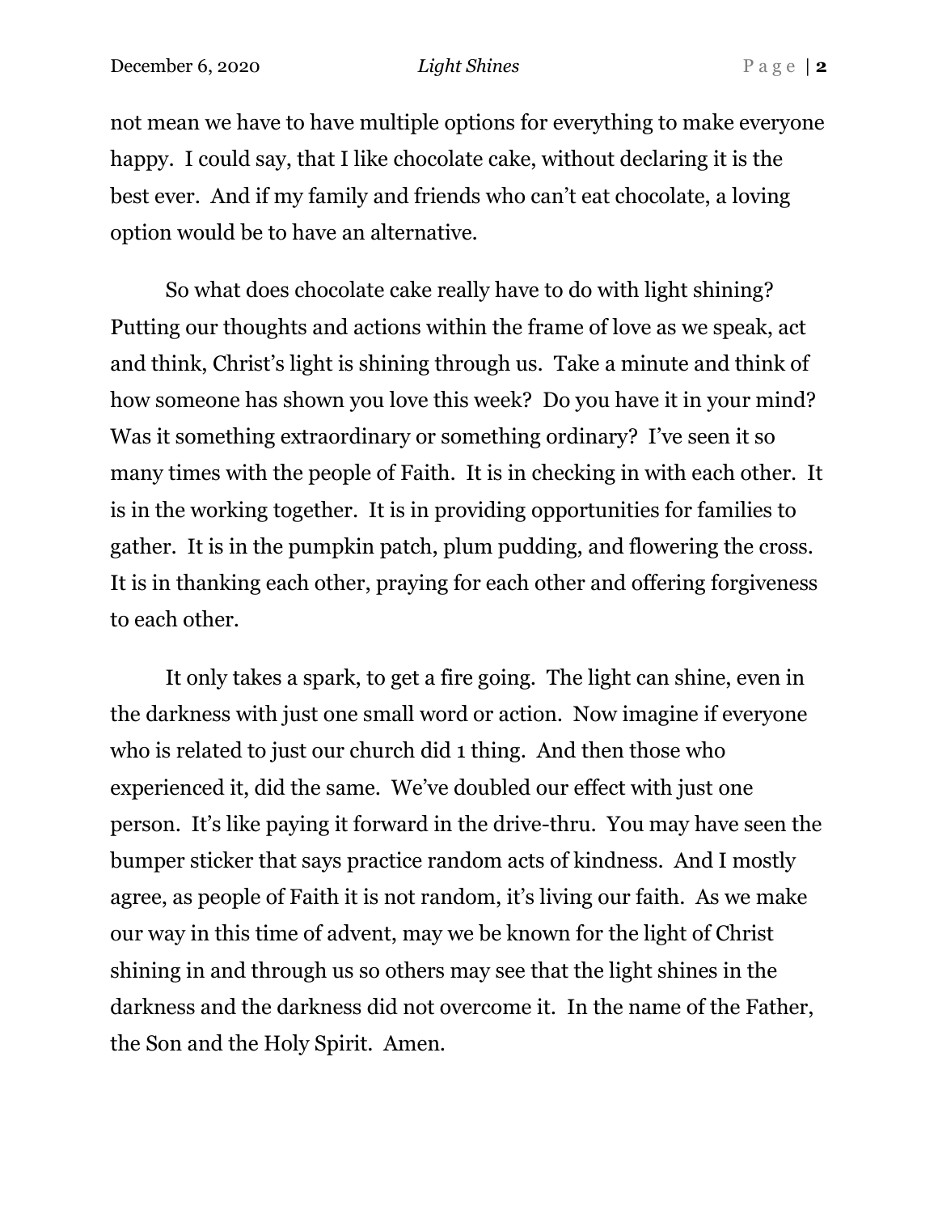not mean we have to have multiple options for everything to make everyone happy. I could say, that I like chocolate cake, without declaring it is the best ever. And if my family and friends who can't eat chocolate, a loving option would be to have an alternative.

So what does chocolate cake really have to do with light shining? Putting our thoughts and actions within the frame of love as we speak, act and think, Christ's light is shining through us. Take a minute and think of how someone has shown you love this week? Do you have it in your mind? Was it something extraordinary or something ordinary? I've seen it so many times with the people of Faith. It is in checking in with each other. It is in the working together. It is in providing opportunities for families to gather. It is in the pumpkin patch, plum pudding, and flowering the cross. It is in thanking each other, praying for each other and offering forgiveness to each other.

It only takes a spark, to get a fire going. The light can shine, even in the darkness with just one small word or action. Now imagine if everyone who is related to just our church did 1 thing. And then those who experienced it, did the same. We've doubled our effect with just one person. It's like paying it forward in the drive-thru. You may have seen the bumper sticker that says practice random acts of kindness. And I mostly agree, as people of Faith it is not random, it's living our faith. As we make our way in this time of advent, may we be known for the light of Christ shining in and through us so others may see that the light shines in the darkness and the darkness did not overcome it. In the name of the Father, the Son and the Holy Spirit. Amen.